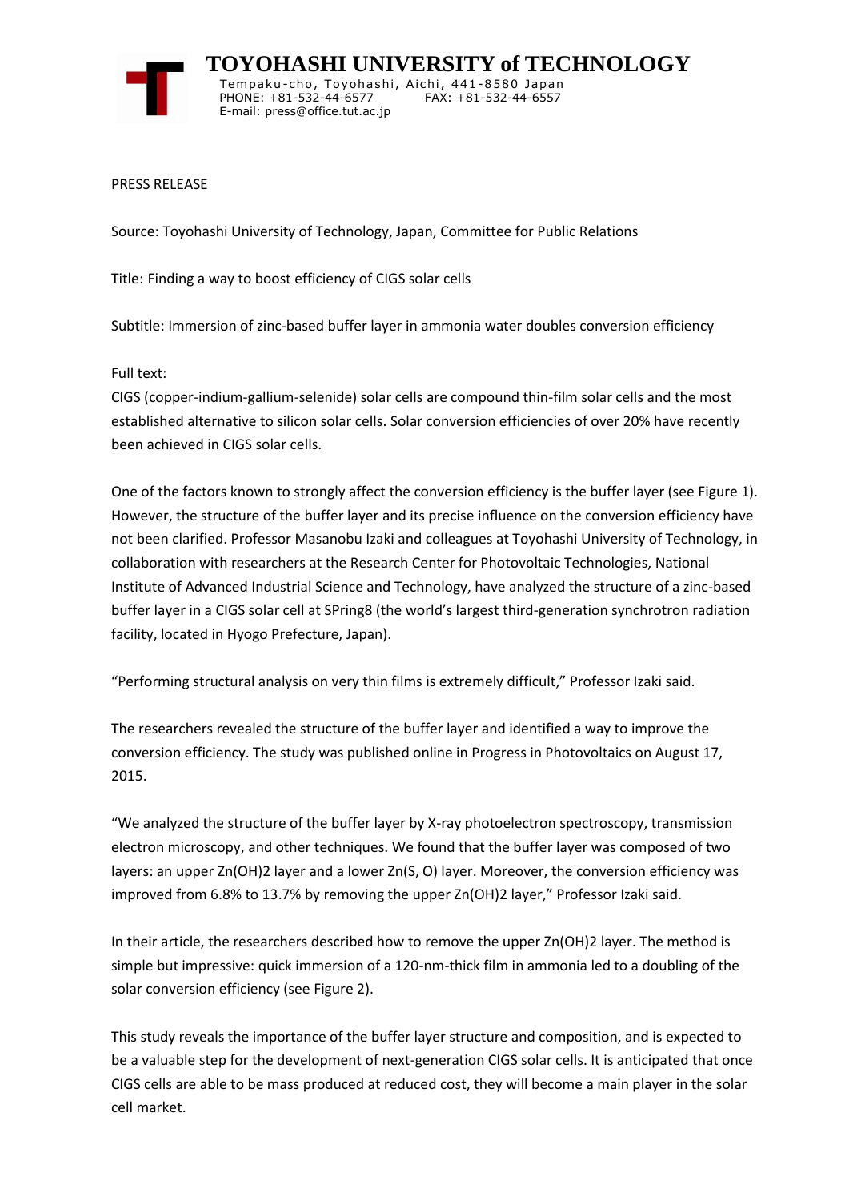# TOYOHASHI UNIVERSITY of TECHNOLOGY

Tempaku-cho, Toyohashi, Aichi, 441-8580 Japan
PHONE: +81-532-44-6577 FAX: +81-532-44-6557
E-mail: press@office.tut.ac.jp

PRESS RELEASE

Source: Toyohashi University of Technology, Japan, Committee for Public Relations

Title: Finding a way to boost efficiency of CIGS solar cells

Subtitle: Immersion of zinc-based buffer layer in ammonia water doubles conversion efficiency

Full text:

CIGS (copper-indium-gallium-selenide) solar cells are compound thin-film solar cells and the most established alternative to silicon solar cells. Solar conversion efficiencies of over 20% have recently been achieved in CIGS solar cells.

One of the factors known to strongly affect the conversion efficiency is the buffer layer (see Figure 1). However, the structure of the buffer layer and its precise influence on the conversion efficiency have not been clarified. Professor Masanobu Izaki and colleagues at Toyohashi University of Technology, in collaboration with researchers at the Research Center for Photovoltaic Technologies, National Institute of Advanced Industrial Science and Technology, have analyzed the structure of a zinc-based buffer layer in a CIGS solar cell at SPring8 (the world's largest third-generation synchrotron radiation facility, located in Hyogo Prefecture, Japan).

"Performing structural analysis on very thin films is extremely difficult," Professor Izaki said.

The researchers revealed the structure of the buffer layer and identified a way to improve the conversion efficiency. The study was published online in Progress in Photovoltaics on August 17, 2015.

"We analyzed the structure of the buffer layer by X-ray photoelectron spectroscopy, transmission electron microscopy, and other techniques. We found that the buffer layer was composed of two layers: an upper $Zn(OH)_2$ layer and a lower Zn(S, O) layer. Moreover, the conversion efficiency was improved from 6.8% to 13.7% by removing the upper $Zn(OH)_2$ layer," Professor Izaki said.

In their article, the researchers described how to remove the upper $Zn(OH)_2$ layer. The method is simple but impressive: quick immersion of a 120-nm-thick film in ammonia led to a doubling of the solar conversion efficiency (see Figure 2).

This study reveals the importance of the buffer layer structure and composition, and is expected to be a valuable step for the development of next-generation CIGS solar cells. It is anticipated that once CIGS cells are able to be mass produced at reduced cost, they will become a main player in the solar cell market.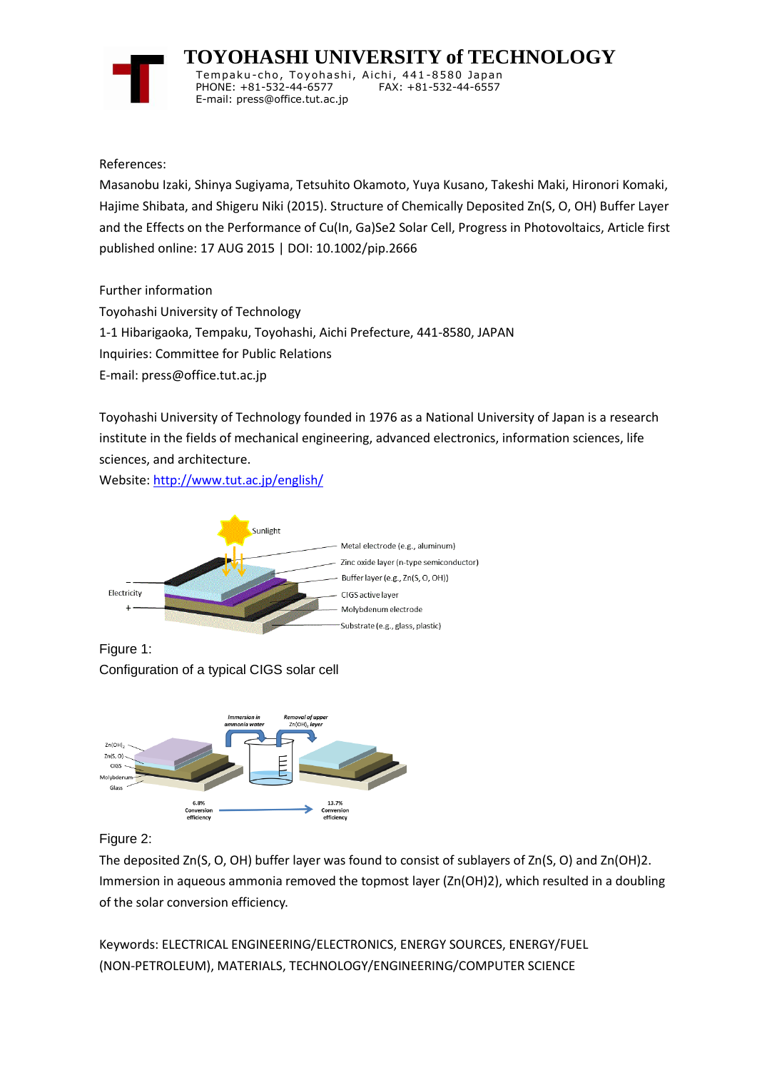References:

Masanobu Izaki, Shinya Sugiyama, Tetsuhito Okamoto, Yuya Kusano, Takeshi Maki, Hironori Komaki, Hajime Shibata, and Shigeru Niki (2015). Structure of Chemically Deposited Zn(S, O, OH) Buffer Layer and the Effects on the Performance of Cu(In, Ga)Se2 Solar Cell, Progress in Photovoltaics, Article first published online: 17 AUG 2015 | DOI: 10.1002/pip.2666

Further information

Toyohashi University of Technology

1-1 Hibarigaoka, Tempaku, Toyohashi, Aichi Prefecture, 441-8580, JAPAN

Inquiries: Committee for Public Relations

E-mail: press@office.tut.ac.jp

Toyohashi University of Technology founded in 1976 as a National University of Japan is a research institute in the fields of mechanical engineering, advanced electronics, information sciences, life sciences, and architecture.

Website: http://www.tut.ac.jp/english/

Sunlight

Metal electrode (e.g., aluminum)

Zinc oxide layer (n-type semiconductor)

Buffer layer (e.g., Zn(S, O, OH))

CIGS active layer

Molybdenum electrode

Substrate (e.g., glass, plastic)

Electricity

–

+

Figure 1:

Configuration of a typical CIGS solar cell

Immersion in ammonia water

Removal of upper $Zn(OH)_2$ layer

$Zn(OH)_2$

Zn(S, O)

CIGS

Molybdenum

Glass

6.8% Conversion efficiency

13.7% Conversion efficiency

Figure 2:

The deposited Zn(S, O, OH) buffer layer was found to consist of sublayers of Zn(S, O) and Zn(OH)2. Immersion in aqueous ammonia removed the topmost layer (Zn(OH)2), which resulted in a doubling of the solar conversion efficiency.

Keywords: ELECTRICAL ENGINEERING/ELECTRONICS, ENERGY SOURCES, ENERGY/FUEL (NON-PETROLEUM), MATERIALS, TECHNOLOGY/ENGINEERING/COMPUTER SCIENCE